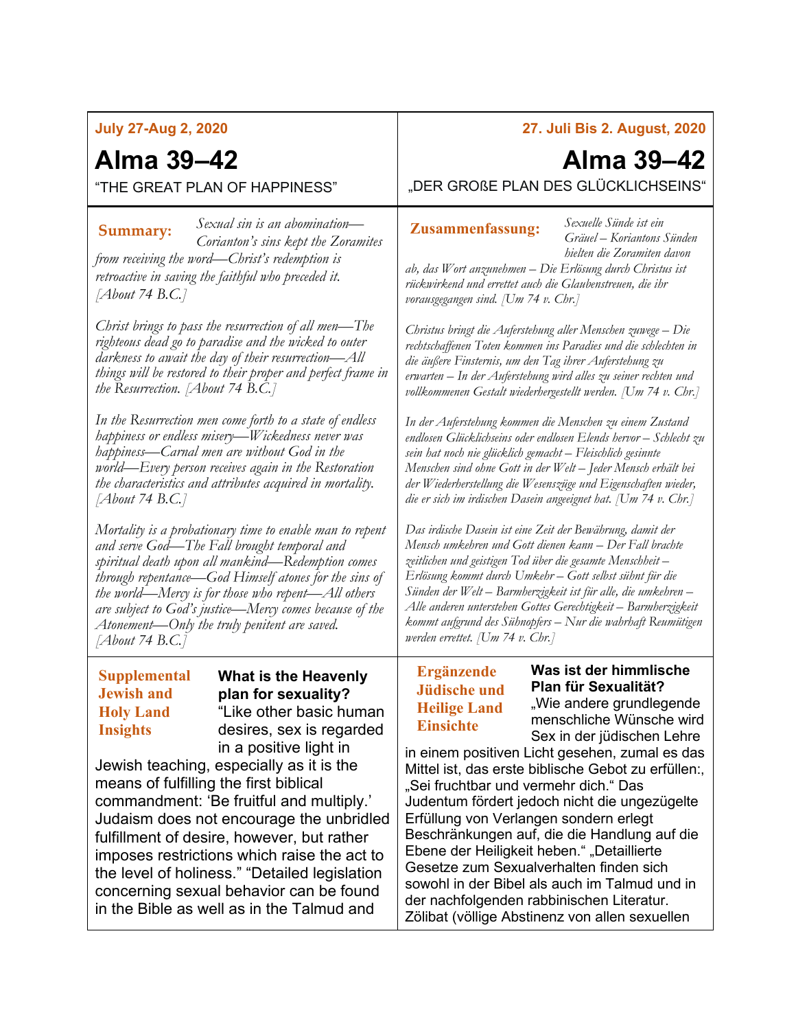**July 27-Aug 2, 2020**

# Alma 39–42

"THE GREAT PLAN OF HAPPINESS"

**Summary:** *Sexual sin is an abomination—Corianton's sins kept the Zoramites from receiving the word—Christ's redemption is retroactive in saving the faithful who preceded it. [About 74 B.C.]*

*Christ brings to pass the resurrection of all men—The righteous dead go to paradise and the wicked to outer darkness to await the day of their resurrection—All things will be restored to their proper and perfect frame in the Resurrection. [About 74 B.C.]*

*In the Resurrection men come forth to a state of endless happiness or endless misery—Wickedness never was happiness—Carnal men are without God in the world—Every person receives again in the Restoration the characteristics and attributes acquired in mortality. [About 74 B.C.]*

*Mortality is a probationary time to enable man to repent and serve God—The Fall brought temporal and spiritual death upon all mankind—Redemption comes through repentance—God Himself atones for the sins of the world—Mercy is for those who repent—All others are subject to God's justice—Mercy comes because of the Atonement—Only the truly penitent are saved. [About 74 B.C.]*

**Supplemental Jewish and Holy Land Insights**

**What is the Heavenly plan for sexuality?**
"Like other basic human desires, sex is regarded in a positive light in Jewish teaching, especially as it is the means of fulfilling the first biblical commandment: 'Be fruitful and multiply.' Judaism does not encourage the unbridled fulfillment of desire, however, but rather imposes restrictions which raise the act to the level of holiness." "Detailed legislation concerning sexual behavior can be found in the Bible as well as in the Talmud and

---

**27. Juli Bis 2. August, 2020**

# Alma 39–42

„DER GROßE PLAN DES GLÜCKLICHSEINS"

**Zusammenfassung:** *Sexuelle Sünde ist ein Gräuel – Koriantons Sünden hielten die Zoramiten davon ab, das Wort anzunehmen – Die Erlösung durch Christus ist rückwirkend und errettet auch die Glaubenstreuen, die ihr vorausgegangen sind. [Um 74 v. Chr.]*

*Christus bringt die Auferstehung aller Menschen zuwege – Die rechtschaffenen Toten kommen ins Paradies und die schlechten in die äußere Finsternis, um den Tag ihrer Auferstehung zu erwarten – In der Auferstehung wird alles zu seiner rechten und vollkommenen Gestalt wiederhergestellt werden. [Um 74 v. Chr.]*

*In der Auferstehung kommen die Menschen zu einem Zustand endlosen Glücklichseins oder endlosen Elends hervor – Schlecht zu sein hat noch nie glücklich gemacht – Fleischlich gesinnte Menschen sind ohne Gott in der Welt – Jeder Mensch erhält bei der Wiederherstellung die Wesenszüge und Eigenschaften wieder, die er sich im irdischen Dasein angeeignet hat. [Um 74 v. Chr.]*

*Das irdische Dasein ist eine Zeit der Bewährung, damit der Mensch umkehren und Gott dienen kann – Der Fall brachte zeitlichen und geistigen Tod über die gesamte Menschheit – Erlösung kommt durch Umkehr – Gott selbst sühnt für die Sünden der Welt – Barmherzigkeit ist für alle, die umkehren – Alle anderen unterstehen Gottes Gerechtigkeit – Barmherzigkeit kommt aufgrund des Sühnopfers – Nur die wahrhaft Reumütigen werden errettet. [Um 74 v. Chr.]*

**Ergänzende Jüdische und Heilige Land Einsichte**

**Was ist der himmlische Plan für Sexualität?**
„Wie andere grundlegende menschliche Wünsche wird Sex in der jüdischen Lehre in einem positiven Licht gesehen, zumal es das Mittel ist, das erste biblische Gebot zu erfüllen:, „Sei fruchtbar und vermehr dich." Das Judentum fördert jedoch nicht die ungezügelte Erfüllung von Verlangen sondern erlegt Beschränkungen auf, die die Handlung auf die Ebene der Heiligkeit heben." „Detaillierte Gesetze zum Sexualverhalten finden sich sowohl in der Bibel als auch im Talmud und in der nachfolgenden rabbinischen Literatur. Zölibat (völlige Abstinenz von allen sexuellen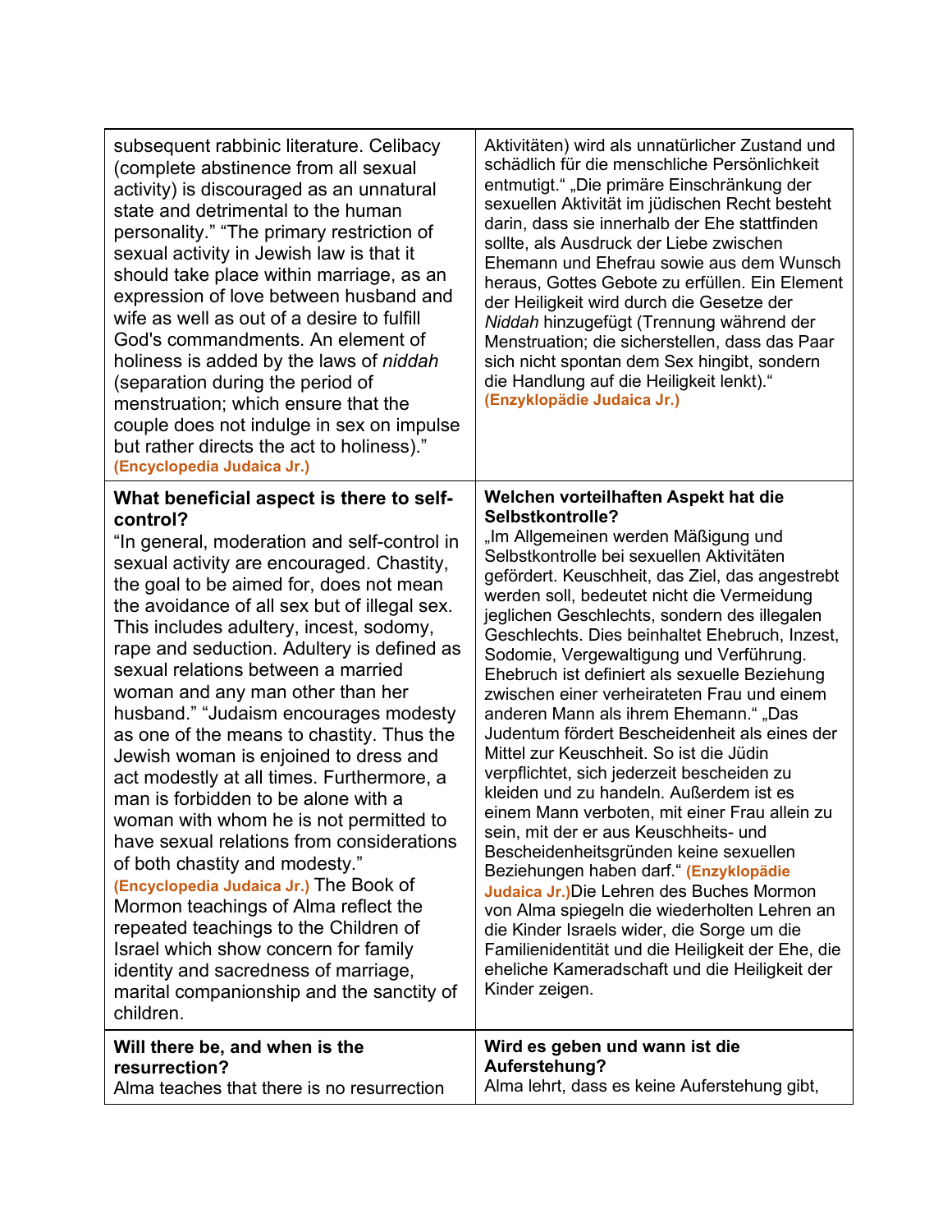| | |
|---|---|
| subsequent rabbinic literature. Celibacy (complete abstinence from all sexual activity) is discouraged as an unnatural state and detrimental to the human personality." "The primary restriction of sexual activity in Jewish law is that it should take place within marriage, as an expression of love between husband and wife as well as out of a desire to fulfill God's commandments. An element of holiness is added by the laws of *niddah* (separation during the period of menstruation; which ensure that the couple does not indulge in sex on impulse but rather directs the act to holiness)." **(Encyclopedia Judaica Jr.)** | Aktivitäten) wird als unnatürlicher Zustand und schädlich für die menschliche Persönlichkeit entmutigt." „Die primäre Einschränkung der sexuellen Aktivität im jüdischen Recht besteht darin, dass sie innerhalb der Ehe stattfinden sollte, als Ausdruck der Liebe zwischen Ehemann und Ehefrau sowie aus dem Wunsch heraus, Gottes Gebote zu erfüllen. Ein Element der Heiligkeit wird durch die Gesetze der *Niddah* hinzugefügt (Trennung während der Menstruation; die sicherstellen, dass das Paar sich nicht spontan dem Sex hingibt, sondern die Handlung auf die Heiligkeit lenkt)." **(Enzyklopädie Judaica Jr.)** |
| **What beneficial aspect is there to self-control?** "In general, moderation and self-control in sexual activity are encouraged. Chastity, the goal to be aimed for, does not mean the avoidance of all sex but of illegal sex. This includes adultery, incest, sodomy, rape and seduction. Adultery is defined as sexual relations between a married woman and any man other than her husband." "Judaism encourages modesty as one of the means to chastity. Thus the Jewish woman is enjoined to dress and act modestly at all times. Furthermore, a man is forbidden to be alone with a woman with whom he is not permitted to have sexual relations from considerations of both chastity and modesty." **(Encyclopedia Judaica Jr.)** The Book of Mormon teachings of Alma reflect the repeated teachings to the Children of Israel which show concern for family identity and sacredness of marriage, marital companionship and the sanctity of children. | **Welchen vorteilhaften Aspekt hat die Selbstkontrolle?** „Im Allgemeinen werden Mäßigung und Selbstkontrolle bei sexuellen Aktivitäten gefördert. Keuschheit, das Ziel, das angestrebt werden soll, bedeutet nicht die Vermeidung jeglichen Geschlechts, sondern des illegalen Geschlechts. Dies beinhaltet Ehebruch, Inzest, Sodomie, Vergewaltigung und Verführung. Ehebruch ist definiert als sexuelle Beziehung zwischen einer verheirateten Frau und einem anderen Mann als ihrem Ehemann." „Das Judentum fördert Bescheidenheit als eines der Mittel zur Keuschheit. So ist die Jüdin verpflichtet, sich jederzeit bescheiden zu kleiden und zu handeln. Außerdem ist es einem Mann verboten, mit einer Frau allein zu sein, mit der er aus Keuschheits- und Bescheidenheitsgründen keine sexuellen Beziehungen haben darf." **(Enzyklopädie Judaica Jr.)**Die Lehren des Buches Mormon von Alma spiegeln die wiederholten Lehren an die Kinder Israels wider, die Sorge um die Familienidentität und die Heiligkeit der Ehe, die eheliche Kameradschaft und die Heiligkeit der Kinder zeigen. |
| **Will there be, and when is the resurrection?** Alma teaches that there is no resurrection | **Wird es geben und wann ist die Auferstehung?** Alma lehrt, dass es keine Auferstehung gibt, |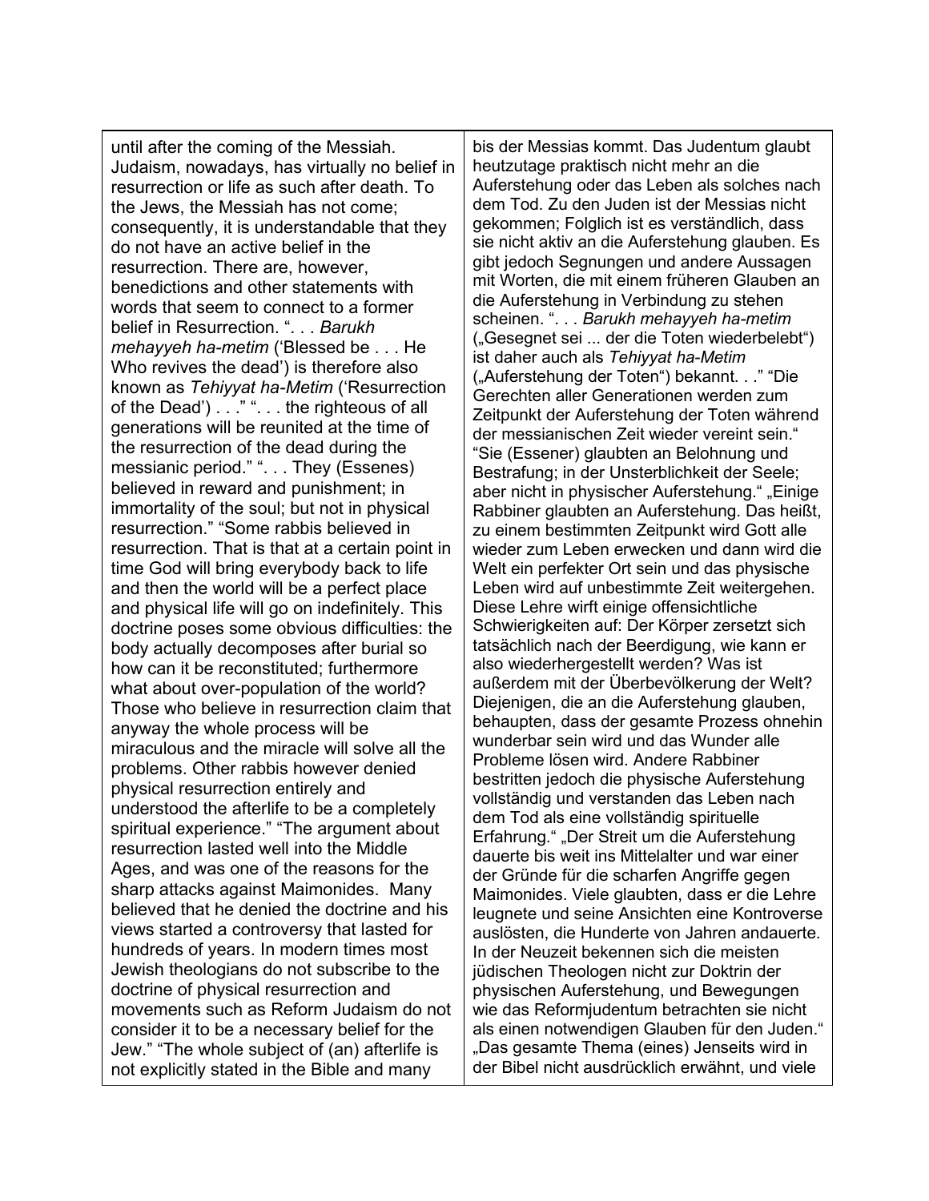| until after the coming of the Messiah. Judaism, nowadays, has virtually no belief in resurrection or life as such after death. To the Jews, the Messiah has not come; consequently, it is understandable that they do not have an active belief in the resurrection. There are, however, benedictions and other statements with words that seem to connect to a former belief in Resurrection. ". . . *Barukh mehayyeh ha-metim* ('Blessed be . . . He Who revives the dead') is therefore also known as *Tehiyyat ha-Metim* ('Resurrection of the Dead') . . ." ". . . the righteous of all generations will be reunited at the time of the resurrection of the dead during the messianic period." ". . . They (Essenes) believed in reward and punishment; in immortality of the soul; but not in physical resurrection." "Some rabbis believed in resurrection. That is that at a certain point in time God will bring everybody back to life and then the world will be a perfect place and physical life will go on indefinitely. This doctrine poses some obvious difficulties: the body actually decomposes after burial so how can it be reconstituted; furthermore what about over-population of the world? Those who believe in resurrection claim that anyway the whole process will be miraculous and the miracle will solve all the problems. Other rabbis however denied physical resurrection entirely and understood the afterlife to be a completely spiritual experience." "The argument about resurrection lasted well into the Middle Ages, and was one of the reasons for the sharp attacks against Maimonides. Many believed that he denied the doctrine and his views started a controversy that lasted for hundreds of years. In modern times most Jewish theologians do not subscribe to the doctrine of physical resurrection and movements such as Reform Judaism do not consider it to be a necessary belief for the Jew." "The whole subject of (an) afterlife is not explicitly stated in the Bible and many | bis der Messias kommt. Das Judentum glaubt heutzutage praktisch nicht mehr an die Auferstehung oder das Leben als solches nach dem Tod. Zu den Juden ist der Messias nicht gekommen; Folglich ist es verständlich, dass sie nicht aktiv an die Auferstehung glauben. Es gibt jedoch Segnungen und andere Aussagen mit Worten, die mit einem früheren Glauben an die Auferstehung in Verbindung zu stehen scheinen. ". . . *Barukh mehayyeh ha-metim* („Gesegnet sei ... der die Toten wiederbelebt") ist daher auch als *Tehiyyat ha-Metim* („Auferstehung der Toten") bekannt. . ." "Die Gerechten aller Generationen werden zum Zeitpunkt der Auferstehung der Toten während der messianischen Zeit wieder vereint sein." "Sie (Essener) glaubten an Belohnung und Bestrafung; in der Unsterblichkeit der Seele; aber nicht in physischer Auferstehung." „Einige Rabbiner glaubten an Auferstehung. Das heißt, zu einem bestimmten Zeitpunkt wird Gott alle wieder zum Leben erwecken und dann wird die Welt ein perfekter Ort sein und das physische Leben wird auf unbestimmte Zeit weitergehen. Diese Lehre wirft einige offensichtliche Schwierigkeiten auf: Der Körper zersetzt sich tatsächlich nach der Beerdigung, wie kann er also wiederhergestellt werden? Was ist außerdem mit der Überbevölkerung der Welt? Diejenigen, die an die Auferstehung glauben, behaupten, dass der gesamte Prozess ohnehin wunderbar sein wird und das Wunder alle Probleme lösen wird. Andere Rabbiner bestritten jedoch die physische Auferstehung vollständig und verstanden das Leben nach dem Tod als eine vollständig spirituelle Erfahrung." „Der Streit um die Auferstehung dauerte bis weit ins Mittelalter und war einer der Gründe für die scharfen Angriffe gegen Maimonides. Viele glaubten, dass er die Lehre leugnete und seine Ansichten eine Kontroverse auslösten, die Hunderte von Jahren andauerte. In der Neuzeit bekennen sich die meisten jüdischen Theologen nicht zur Doktrin der physischen Auferstehung, und Bewegungen wie das Reformjudentum betrachten sie nicht als einen notwendigen Glauben für den Juden." „Das gesamte Thema (eines) Jenseits wird in der Bibel nicht ausdrücklich erwähnt, und viele |
|---|---|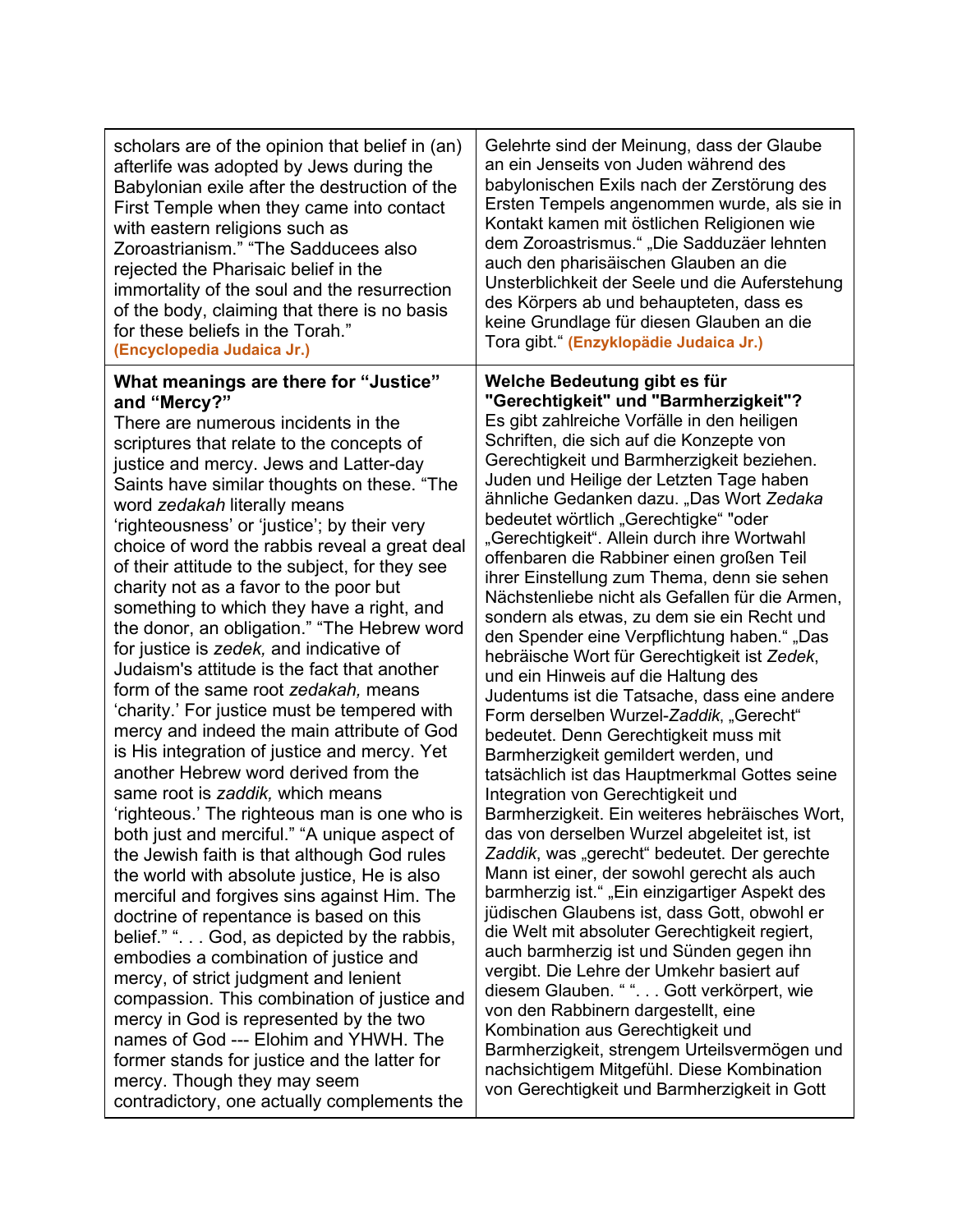| | |
|---|---|
| scholars are of the opinion that belief in (an) afterlife was adopted by Jews during the Babylonian exile after the destruction of the First Temple when they came into contact with eastern religions such as Zoroastrianism." "The Sadducees also rejected the Pharisaic belief in the immortality of the soul and the resurrection of the body, claiming that there is no basis for these beliefs in the Torah." **(Encyclopedia Judaica Jr.)** | Gelehrte sind der Meinung, dass der Glaube an ein Jenseits von Juden während des babylonischen Exils nach der Zerstörung des Ersten Tempels angenommen wurde, als sie in Kontakt kamen mit östlichen Religionen wie dem Zoroastrismus." „Die Sadduzäer lehnten auch den pharisäischen Glauben an die Unsterblichkeit der Seele und die Auferstehung des Körpers ab und behaupteten, dass es keine Grundlage für diesen Glauben an die Tora gibt." **(Enzyklopädie Judaica Jr.)** |
| **What meanings are there for "Justice" and "Mercy?"** There are numerous incidents in the scriptures that relate to the concepts of justice and mercy. Jews and Latter-day Saints have similar thoughts on these. "The word *zedakah* literally means 'righteousness' or 'justice'; by their very choice of word the rabbis reveal a great deal of their attitude to the subject, for they see charity not as a favor to the poor but something to which they have a right, and the donor, an obligation." "The Hebrew word for justice is *zedek,* and indicative of Judaism's attitude is the fact that another form of the same root *zedakah,* means 'charity.' For justice must be tempered with mercy and indeed the main attribute of God is His integration of justice and mercy. Yet another Hebrew word derived from the same root is *zaddik,* which means 'righteous.' The righteous man is one who is both just and merciful." "A unique aspect of the Jewish faith is that although God rules the world with absolute justice, He is also merciful and forgives sins against Him. The doctrine of repentance is based on this belief." ". . . God, as depicted by the rabbis, embodies a combination of justice and mercy, of strict judgment and lenient compassion. This combination of justice and mercy in God is represented by the two names of God --- Elohim and YHWH. The former stands for justice and the latter for mercy. Though they may seem contradictory, one actually complements the | **Welche Bedeutung gibt es für "Gerechtigkeit" und "Barmherzigkeit"?** Es gibt zahlreiche Vorfälle in den heiligen Schriften, die sich auf die Konzepte von Gerechtigkeit und Barmherzigkeit beziehen. Juden und Heilige der Letzten Tage haben ähnliche Gedanken dazu. „Das Wort *Zedaka* bedeutet wörtlich „Gerechtigke" "oder „Gerechtigkeit". Allein durch ihre Wortwahl offenbaren die Rabbiner einen großen Teil ihrer Einstellung zum Thema, denn sie sehen Nächstenliebe nicht als Gefallen für die Armen, sondern als etwas, zu dem sie ein Recht und den Spender eine Verpflichtung haben." „Das hebräische Wort für Gerechtigkeit ist *Zedek*, und ein Hinweis auf die Haltung des Judentums ist die Tatsache, dass eine andere Form derselben Wurzel-*Zaddik*, „Gerecht" bedeutet. Denn Gerechtigkeit muss mit Barmherzigkeit gemildert werden, und tatsächlich ist das Hauptmerkmal Gottes seine Integration von Gerechtigkeit und Barmherzigkeit. Ein weiteres hebräisches Wort, das von derselben Wurzel abgeleitet ist, ist *Zaddik*, was „gerecht" bedeutet. Der gerechte Mann ist einer, der sowohl gerecht als auch barmherzig ist." „Ein einzigartiger Aspekt des jüdischen Glaubens ist, dass Gott, obwohl er die Welt mit absoluter Gerechtigkeit regiert, auch barmherzig ist und Sünden gegen ihn vergibt. Die Lehre der Umkehr basiert auf diesem Glauben. " ". . . Gott verkörpert, wie von den Rabbinern dargestellt, eine Kombination aus Gerechtigkeit und Barmherzigkeit, strengem Urteilsvermögen und nachsichtigem Mitgefühl. Diese Kombination von Gerechtigkeit und Barmherzigkeit in Gott |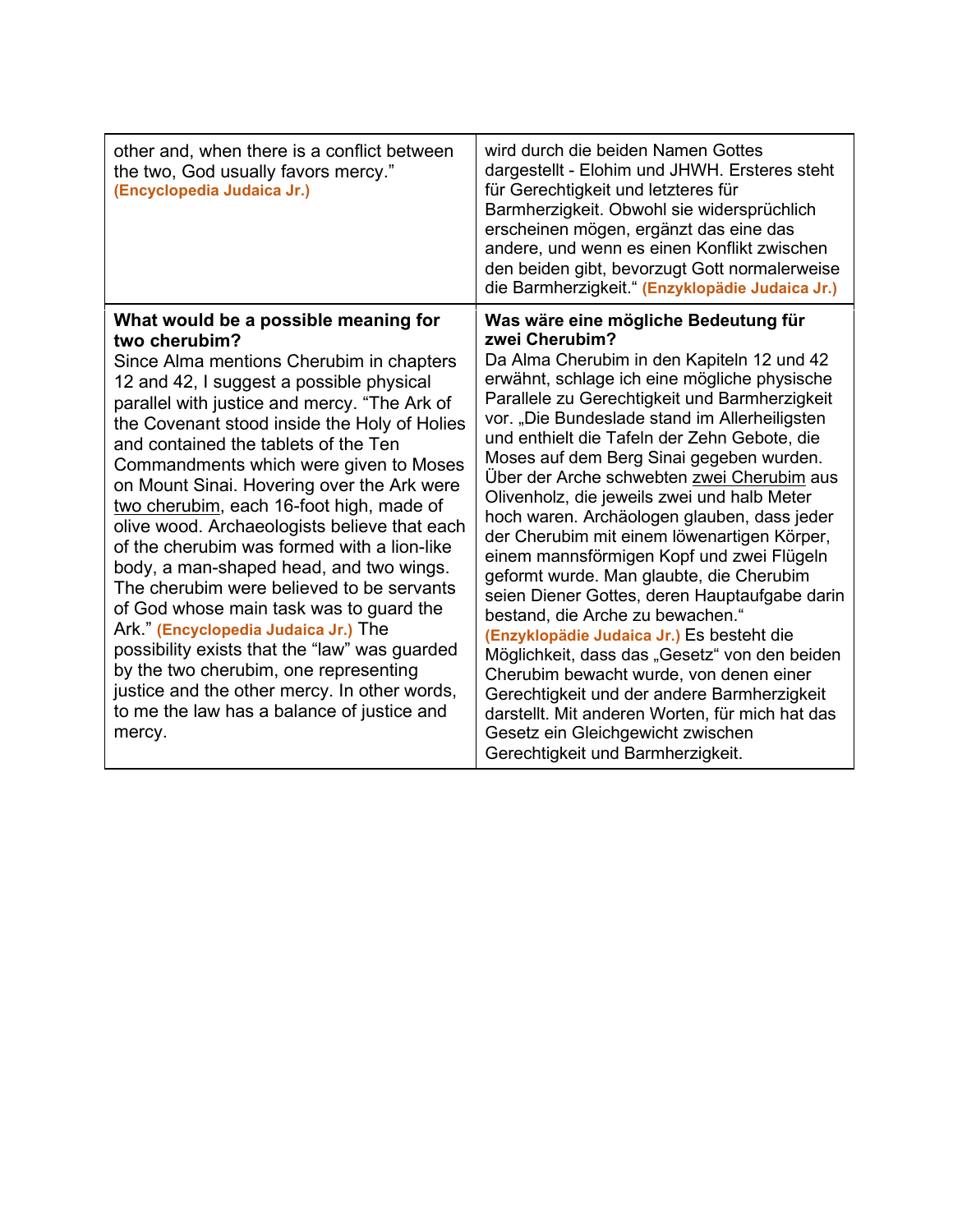| | |
|---|---|
| other and, when there is a conflict between the two, God usually favors mercy." **(Encyclopedia Judaica Jr.)** | wird durch die beiden Namen Gottes dargestellt - Elohim und JHWH. Ersteres steht für Gerechtigkeit und letzteres für Barmherzigkeit. Obwohl sie widersprüchlich erscheinen mögen, ergänzt das eine das andere, und wenn es einen Konflikt zwischen den beiden gibt, bevorzugt Gott normalerweise die Barmherzigkeit." **(Enzyklopädie Judaica Jr.)** |
| **What would be a possible meaning for two cherubim?**<br>Since Alma mentions Cherubim in chapters 12 and 42, I suggest a possible physical parallel with justice and mercy. "The Ark of the Covenant stood inside the Holy of Holies and contained the tablets of the Ten Commandments which were given to Moses on Mount Sinai. Hovering over the Ark were <u>two cherubim</u>, each 16-foot high, made of olive wood. Archaeologists believe that each of the cherubim was formed with a lion-like body, a man-shaped head, and two wings. The cherubim were believed to be servants of God whose main task was to guard the Ark." **(Encyclopedia Judaica Jr.)** The possibility exists that the "law" was guarded by the two cherubim, one representing justice and the other mercy. In other words, to me the law has a balance of justice and mercy. | **Was wäre eine mögliche Bedeutung für zwei Cherubim?**<br>Da Alma Cherubim in den Kapiteln 12 und 42 erwähnt, schlage ich eine mögliche physische Parallele zu Gerechtigkeit und Barmherzigkeit vor. „Die Bundeslade stand im Allerheiligsten und enthielt die Tafeln der Zehn Gebote, die Moses auf dem Berg Sinai gegeben wurden. Über der Arche schwebten <u>zwei Cherubim</u> aus Olivenholz, die jeweils zwei und halb Meter hoch waren. Archäologen glauben, dass jeder der Cherubim mit einem löwenartigen Körper, einem mannsförmigen Kopf und zwei Flügeln geformt wurde. Man glaubte, die Cherubim seien Diener Gottes, deren Hauptaufgabe darin bestand, die Arche zu bewachen." **(Enzyklopädie Judaica Jr.)** Es besteht die Möglichkeit, dass das „Gesetz" von den beiden Cherubim bewacht wurde, von denen einer Gerechtigkeit und der andere Barmherzigkeit darstellt. Mit anderen Worten, für mich hat das Gesetz ein Gleichgewicht zwischen Gerechtigkeit und Barmherzigkeit. |